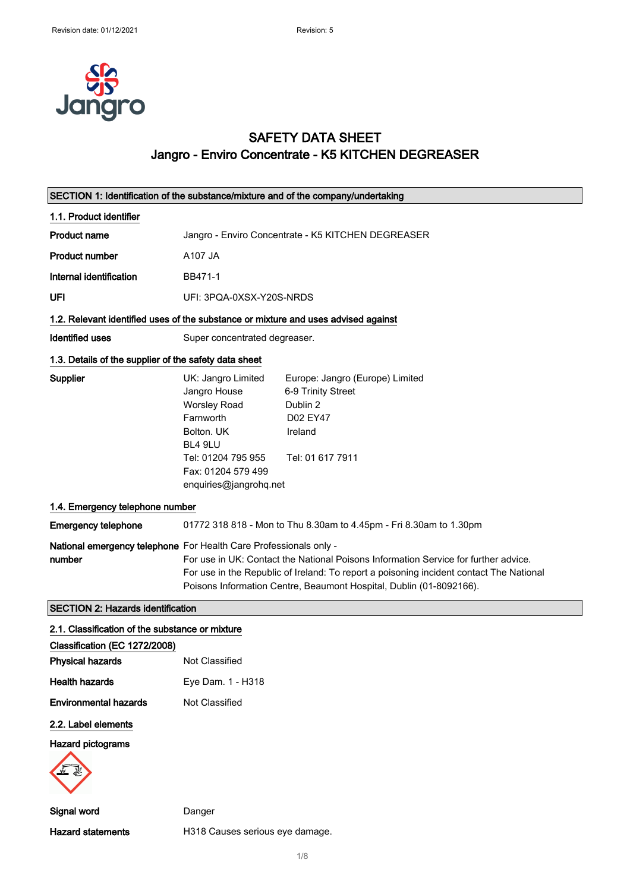# SAFETY DATA SHEET
## Jangro - Enviro Concentrate - K5 KITCHEN DEGREASER

### SECTION 1: Identification of the substance/mixture and of the company/undertaking

#### 1.1. Product identifier

**Product name** Jangro - Enviro Concentrate - K5 KITCHEN DEGREASER

**Product number** A107 JA

**Internal identification** BB471-1

**UFI** UFI: 3PQA-0XSX-Y20S-NRDS

#### 1.2. Relevant identified uses of the substance or mixture and uses advised against

**Identified uses** Super concentrated degreaser.

#### 1.3. Details of the supplier of the safety data sheet

**Supplier**

UK: Jangro Limited
Jangro House
Worsley Road
Farnworth
Bolton. UK
BL4 9LU
Tel: 01204 795 955
Fax: 01204 579 499
enquiries@jangrohq.net

Europe: Jangro (Europe) Limited
6-9 Trinity Street
Dublin 2
D02 EY47
Ireland
Tel: 01 617 7911

#### 1.4. Emergency telephone number

**Emergency telephone** 01772 318 818 - Mon to Thu 8.30am to 4.45pm - Fri 8.30am to 1.30pm

**National emergency telephone number** For Health Care Professionals only -
For use in UK: Contact the National Poisons Information Service for further advice.
For use in the Republic of Ireland: To report a poisoning incident contact The National Poisons Information Centre, Beaumont Hospital, Dublin (01-8092166).

### SECTION 2: Hazards identification

#### 2.1. Classification of the substance or mixture

**Classification (EC 1272/2008)**

**Physical hazards** Not Classified

**Health hazards** Eye Dam. 1 - H318

**Environmental hazards** Not Classified

#### 2.2. Label elements

**Hazard pictograms**

**Signal word** Danger

**Hazard statements** H318 Causes serious eye damage.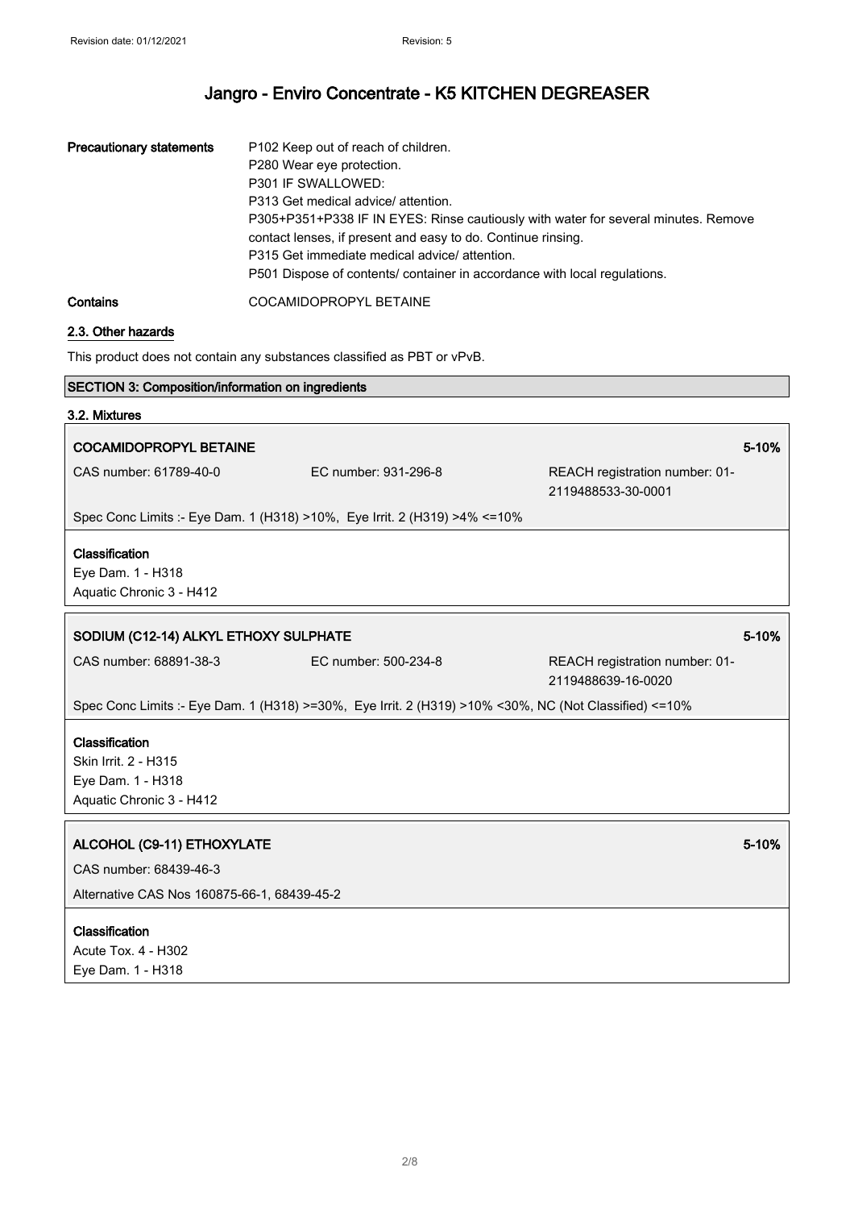| Precautionary statements | P102 Keep out of reach of children.<br>P280 Wear eye protection.<br>P301 IF SWALLOWED:<br>P313 Get medical advice/ attention.<br>P305+P351+P338 IF IN EYES: Rinse cautiously with water for several minutes. Remove contact lenses, if present and easy to do. Continue rinsing.<br>P315 Get immediate medical advice/ attention.<br>P501 Dispose of contents/ container in accordance with local regulations. |
|---|---|
| **Contains** | COCAMIDOPROPYL BETAINE |

### 2.3. Other hazards

This product does not contain any substances classified as PBT or vPvB.

## SECTION 3: Composition/information on ingredients

### 3.2. Mixtures

**COCAMIDOPROPYL BETAINE** — 5-10%

CAS number: 61789-40-0 | EC number: 931-296-8 | REACH registration number: 01-2119488533-30-0001

Spec Conc Limits :- Eye Dam. 1 (H318) >10%, Eye Irrit. 2 (H319) >4% <=10%

**Classification**

Eye Dam. 1 - H318
Aquatic Chronic 3 - H412

**SODIUM (C12-14) ALKYL ETHOXY SULPHATE** — 5-10%

CAS number: 68891-38-3 | EC number: 500-234-8 | REACH registration number: 01-2119488639-16-0020

Spec Conc Limits :- Eye Dam. 1 (H318) >=30%, Eye Irrit. 2 (H319) >10% <30%, NC (Not Classified) <=10%

**Classification**

Skin Irrit. 2 - H315
Eye Dam. 1 - H318
Aquatic Chronic 3 - H412

**ALCOHOL (C9-11) ETHOXYLATE** — 5-10%

CAS number: 68439-46-3

Alternative CAS Nos 160875-66-1, 68439-45-2

**Classification**

Acute Tox. 4 - H302
Eye Dam. 1 - H318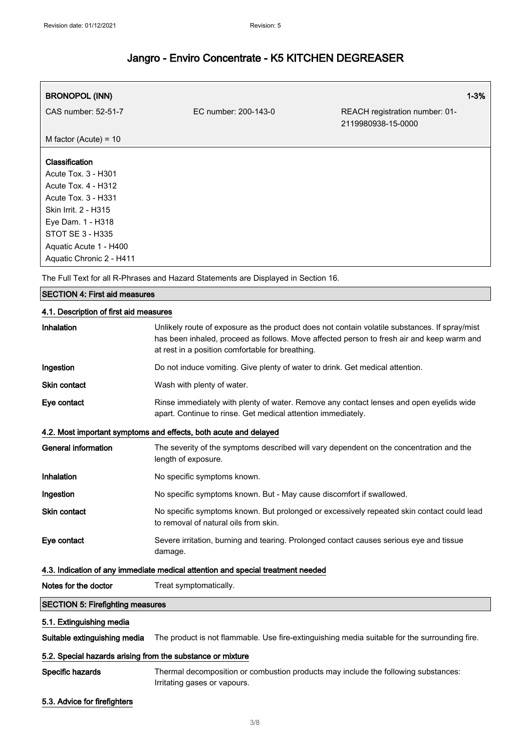# Jangro - Enviro Concentrate - K5 KITCHEN DEGREASER

| **BRONOPOL (INN)** | | **1-3%** |
|---|---|---|
| CAS number: 52-51-7 | EC number: 200-143-0 | REACH registration number: 01-2119980938-15-0000 |
| M factor (Acute) = 10 | | |

**Classification**
Acute Tox. 3 - H301
Acute Tox. 4 - H312
Acute Tox. 3 - H331
Skin Irrit. 2 - H315
Eye Dam. 1 - H318
STOT SE 3 - H335
Aquatic Acute 1 - H400
Aquatic Chronic 2 - H411

The Full Text for all R-Phrases and Hazard Statements are Displayed in Section 16.

## SECTION 4: First aid measures

### 4.1. Description of first aid measures

**Inhalation** Unlikely route of exposure as the product does not contain volatile substances. If spray/mist has been inhaled, proceed as follows. Move affected person to fresh air and keep warm and at rest in a position comfortable for breathing.

**Ingestion** Do not induce vomiting. Give plenty of water to drink. Get medical attention.

**Skin contact** Wash with plenty of water.

**Eye contact** Rinse immediately with plenty of water. Remove any contact lenses and open eyelids wide apart. Continue to rinse. Get medical attention immediately.

### 4.2. Most important symptoms and effects, both acute and delayed

**General information** The severity of the symptoms described will vary dependent on the concentration and the length of exposure.

**Inhalation** No specific symptoms known.

**Ingestion** No specific symptoms known. But - May cause discomfort if swallowed.

**Skin contact** No specific symptoms known. But prolonged or excessively repeated skin contact could lead to removal of natural oils from skin.

**Eye contact** Severe irritation, burning and tearing. Prolonged contact causes serious eye and tissue damage.

### 4.3. Indication of any immediate medical attention and special treatment needed

**Notes for the doctor** Treat symptomatically.

## SECTION 5: Firefighting measures

### 5.1. Extinguishing media

**Suitable extinguishing media** The product is not flammable. Use fire-extinguishing media suitable for the surrounding fire.

### 5.2. Special hazards arising from the substance or mixture

**Specific hazards** Thermal decomposition or combustion products may include the following substances: Irritating gases or vapours.

### 5.3. Advice for firefighters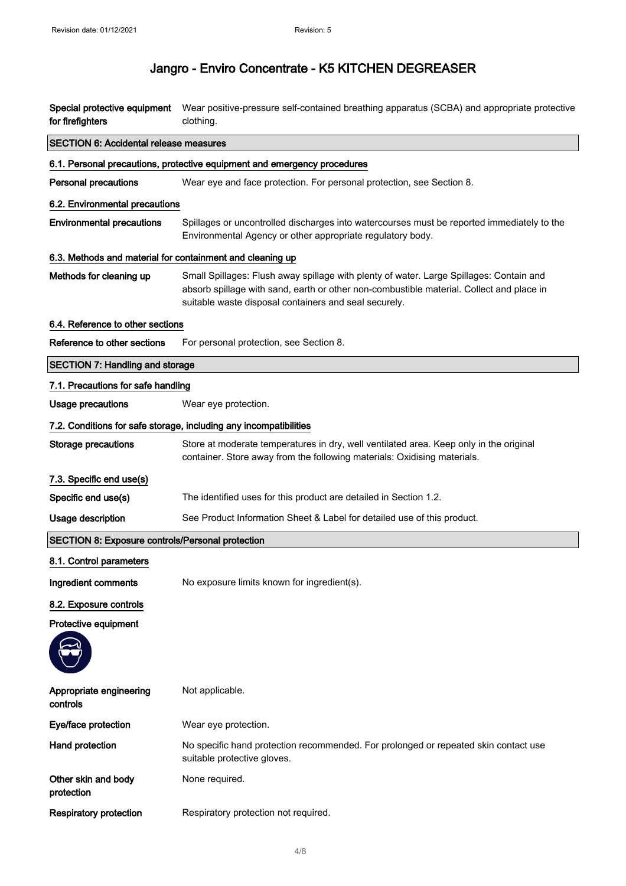# Jangro - Enviro Concentrate - K5 KITCHEN DEGREASER

**Special protective equipment for firefighters** Wear positive-pressure self-contained breathing apparatus (SCBA) and appropriate protective clothing.

## SECTION 6: Accidental release measures

### 6.1. Personal precautions, protective equipment and emergency procedures

**Personal precautions** Wear eye and face protection. For personal protection, see Section 8.

### 6.2. Environmental precautions

**Environmental precautions** Spillages or uncontrolled discharges into watercourses must be reported immediately to the Environmental Agency or other appropriate regulatory body.

### 6.3. Methods and material for containment and cleaning up

**Methods for cleaning up** Small Spillages: Flush away spillage with plenty of water. Large Spillages: Contain and absorb spillage with sand, earth or other non-combustible material. Collect and place in suitable waste disposal containers and seal securely.

### 6.4. Reference to other sections

**Reference to other sections** For personal protection, see Section 8.

## SECTION 7: Handling and storage

### 7.1. Precautions for safe handling

**Usage precautions** Wear eye protection.

### 7.2. Conditions for safe storage, including any incompatibilities

**Storage precautions** Store at moderate temperatures in dry, well ventilated area. Keep only in the original container. Store away from the following materials: Oxidising materials.

### 7.3. Specific end use(s)

**Specific end use(s)** The identified uses for this product are detailed in Section 1.2.

**Usage description** See Product Information Sheet & Label for detailed use of this product.

## SECTION 8: Exposure controls/Personal protection

### 8.1. Control parameters

**Ingredient comments** No exposure limits known for ingredient(s).

### 8.2. Exposure controls

**Protective equipment**

**Appropriate engineering controls** Not applicable.

**Eye/face protection** Wear eye protection.

**Hand protection** No specific hand protection recommended. For prolonged or repeated skin contact use suitable protective gloves.

**Other skin and body protection** None required.

**Respiratory protection** Respiratory protection not required.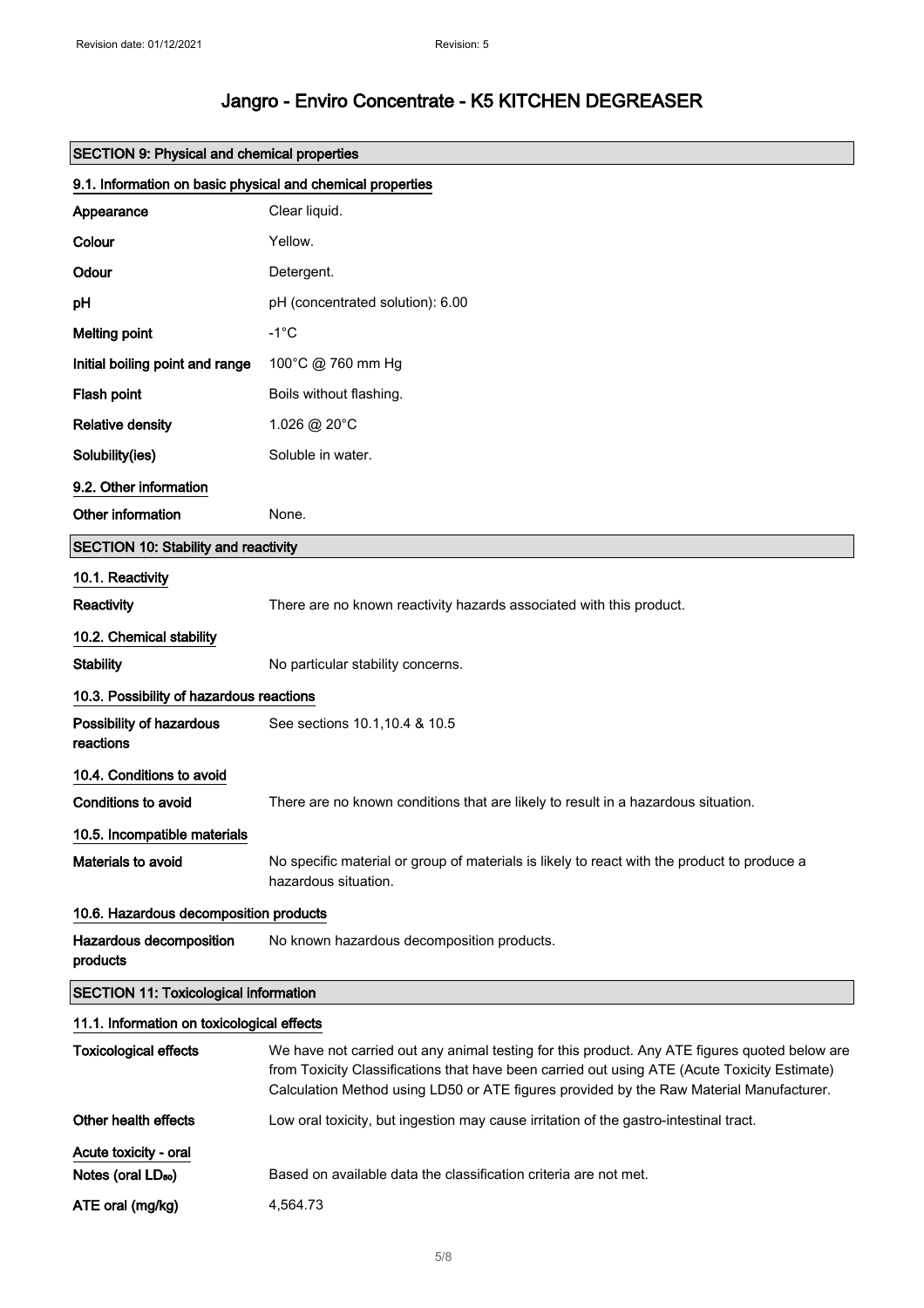# Jangro - Enviro Concentrate - K5 KITCHEN DEGREASER

## SECTION 9: Physical and chemical properties

### 9.1. Information on basic physical and chemical properties

| | |
|---|---|
| **Appearance** | Clear liquid. |
| **Colour** | Yellow. |
| **Odour** | Detergent. |
| **pH** | pH (concentrated solution): 6.00 |
| **Melting point** | -1°C |
| **Initial boiling point and range** | 100°C @ 760 mm Hg |
| **Flash point** | Boils without flashing. |
| **Relative density** | 1.026 @ 20°C |
| **Solubility(ies)** | Soluble in water. |

### 9.2. Other information

| | |
|---|---|
| **Other information** | None. |

## SECTION 10: Stability and reactivity

### 10.1. Reactivity

| | |
|---|---|
| **Reactivity** | There are no known reactivity hazards associated with this product. |

### 10.2. Chemical stability

| | |
|---|---|
| **Stability** | No particular stability concerns. |

### 10.3. Possibility of hazardous reactions

| | |
|---|---|
| **Possibility of hazardous reactions** | See sections 10.1,10.4 & 10.5 |

### 10.4. Conditions to avoid

| | |
|---|---|
| **Conditions to avoid** | There are no known conditions that are likely to result in a hazardous situation. |

### 10.5. Incompatible materials

| | |
|---|---|
| **Materials to avoid** | No specific material or group of materials is likely to react with the product to produce a hazardous situation. |

### 10.6. Hazardous decomposition products

| | |
|---|---|
| **Hazardous decomposition products** | No known hazardous decomposition products. |

## SECTION 11: Toxicological information

### 11.1. Information on toxicological effects

| | |
|---|---|
| **Toxicological effects** | We have not carried out any animal testing for this product. Any ATE figures quoted below are from Toxicity Classifications that have been carried out using ATE (Acute Toxicity Estimate) Calculation Method using LD50 or ATE figures provided by the Raw Material Manufacturer. |
| **Other health effects** | Low oral toxicity, but ingestion may cause irritation of the gastro-intestinal tract. |

#### Acute toxicity - oral

| | |
|---|---|
| **Notes (oral $LD_{50}$)** | Based on available data the classification criteria are not met. |
| **ATE oral (mg/kg)** | 4,564.73 |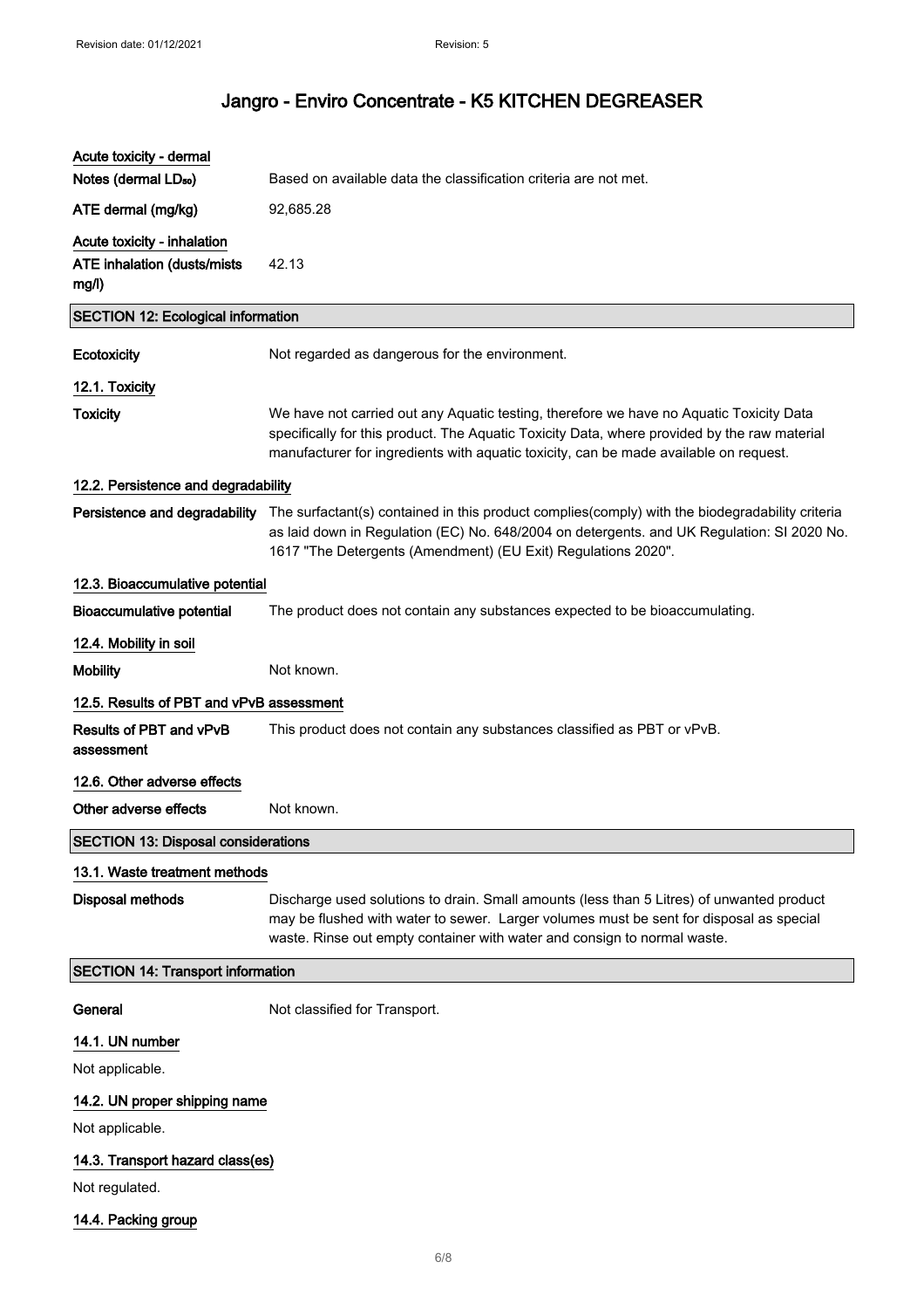# Jangro - Enviro Concentrate - K5 KITCHEN DEGREASER

**Acute toxicity - dermal**

| | |
|---|---|
| **Notes (dermal $LD_{50}$)** | Based on available data the classification criteria are not met. |
| **ATE dermal (mg/kg)** | 92,685.28 |

**Acute toxicity - inhalation**

| | |
|---|---|
| **ATE inhalation (dusts/mists mg/l)** | 42.13 |

## SECTION 12: Ecological information

| | |
|---|---|
| **Ecotoxicity** | Not regarded as dangerous for the environment. |

### 12.1. Toxicity

| | |
|---|---|
| **Toxicity** | We have not carried out any Aquatic testing, therefore we have no Aquatic Toxicity Data specifically for this product. The Aquatic Toxicity Data, where provided by the raw material manufacturer for ingredients with aquatic toxicity, can be made available on request. |

### 12.2. Persistence and degradability

| | |
|---|---|
| **Persistence and degradability** | The surfactant(s) contained in this product complies(comply) with the biodegradability criteria as laid down in Regulation (EC) No. 648/2004 on detergents. and UK Regulation: SI 2020 No. 1617 "The Detergents (Amendment) (EU Exit) Regulations 2020". |

### 12.3. Bioaccumulative potential

| | |
|---|---|
| **Bioaccumulative potential** | The product does not contain any substances expected to be bioaccumulating. |

### 12.4. Mobility in soil

| | |
|---|---|
| **Mobility** | Not known. |

### 12.5. Results of PBT and vPvB assessment

| | |
|---|---|
| **Results of PBT and vPvB assessment** | This product does not contain any substances classified as PBT or vPvB. |

### 12.6. Other adverse effects

| | |
|---|---|
| **Other adverse effects** | Not known. |

## SECTION 13: Disposal considerations

### 13.1. Waste treatment methods

| | |
|---|---|
| **Disposal methods** | Discharge used solutions to drain. Small amounts (less than 5 Litres) of unwanted product may be flushed with water to sewer. Larger volumes must be sent for disposal as special waste. Rinse out empty container with water and consign to normal waste. |

## SECTION 14: Transport information

| | |
|---|---|
| **General** | Not classified for Transport. |

### 14.1. UN number

Not applicable.

### 14.2. UN proper shipping name

Not applicable.

### 14.3. Transport hazard class(es)

Not regulated.

### 14.4. Packing group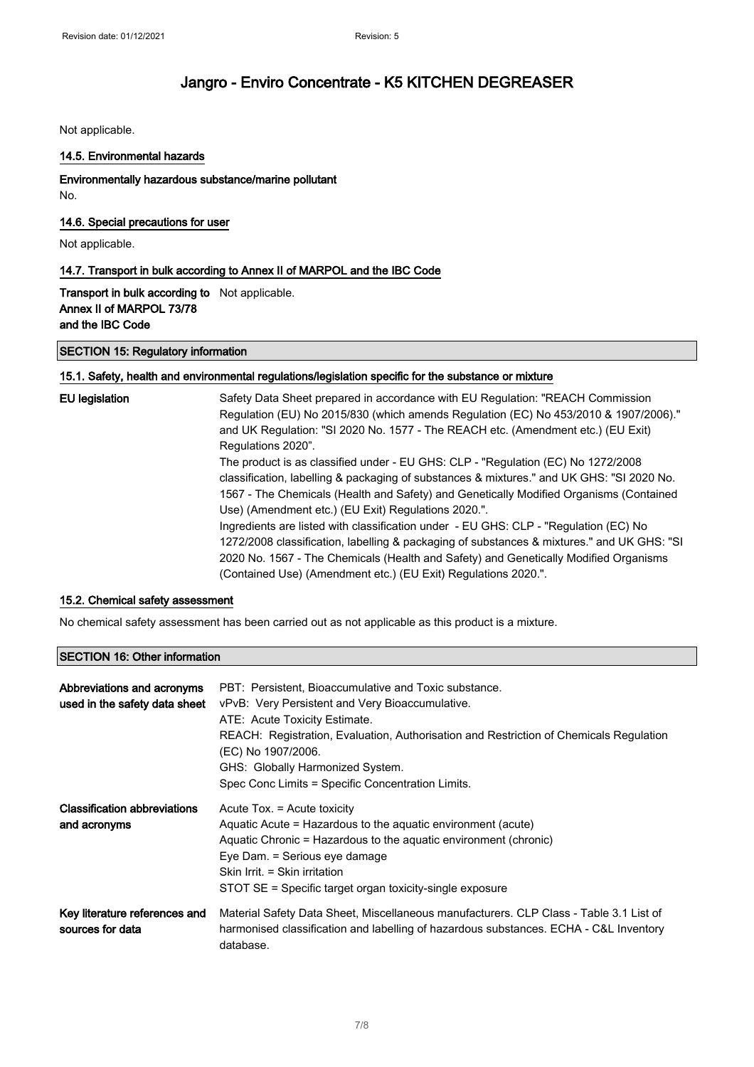Not applicable.

### 14.5. Environmental hazards

**Environmentally hazardous substance/marine pollutant**

No.

### 14.6. Special precautions for user

Not applicable.

### 14.7. Transport in bulk according to Annex II of MARPOL and the IBC Code

| | |
|---|---|
| **Transport in bulk according to Annex II of MARPOL 73/78 and the IBC Code** | Not applicable. |

## SECTION 15: Regulatory information

### 15.1. Safety, health and environmental regulations/legislation specific for the substance or mixture

| | |
|---|---|
| **EU legislation** | Safety Data Sheet prepared in accordance with EU Regulation: "REACH Commission Regulation (EU) No 2015/830 (which amends Regulation (EC) No 453/2010 & 1907/2006)." and UK Regulation: "SI 2020 No. 1577 - The REACH etc. (Amendment etc.) (EU Exit) Regulations 2020". The product is as classified under - EU GHS: CLP - "Regulation (EC) No 1272/2008 classification, labelling & packaging of substances & mixtures." and UK GHS: "SI 2020 No. 1567 - The Chemicals (Health and Safety) and Genetically Modified Organisms (Contained Use) (Amendment etc.) (EU Exit) Regulations 2020.". Ingredients are listed with classification under - EU GHS: CLP - "Regulation (EC) No 1272/2008 classification, labelling & packaging of substances & mixtures." and UK GHS: "SI 2020 No. 1567 - The Chemicals (Health and Safety) and Genetically Modified Organisms (Contained Use) (Amendment etc.) (EU Exit) Regulations 2020.". |

### 15.2. Chemical safety assessment

No chemical safety assessment has been carried out as not applicable as this product is a mixture.

## SECTION 16: Other information

| | |
|---|---|
| **Abbreviations and acronyms used in the safety data sheet** | PBT: Persistent, Bioaccumulative and Toxic substance.<br>vPvB: Very Persistent and Very Bioaccumulative.<br>ATE: Acute Toxicity Estimate.<br>REACH: Registration, Evaluation, Authorisation and Restriction of Chemicals Regulation (EC) No 1907/2006.<br>GHS: Globally Harmonized System.<br>Spec Conc Limits = Specific Concentration Limits. |
| **Classification abbreviations and acronyms** | Acute Tox. = Acute toxicity<br>Aquatic Acute = Hazardous to the aquatic environment (acute)<br>Aquatic Chronic = Hazardous to the aquatic environment (chronic)<br>Eye Dam. = Serious eye damage<br>Skin Irrit. = Skin irritation<br>STOT SE = Specific target organ toxicity-single exposure |
| **Key literature references and sources for data** | Material Safety Data Sheet, Miscellaneous manufacturers. CLP Class - Table 3.1 List of harmonised classification and labelling of hazardous substances. ECHA - C&L Inventory database. |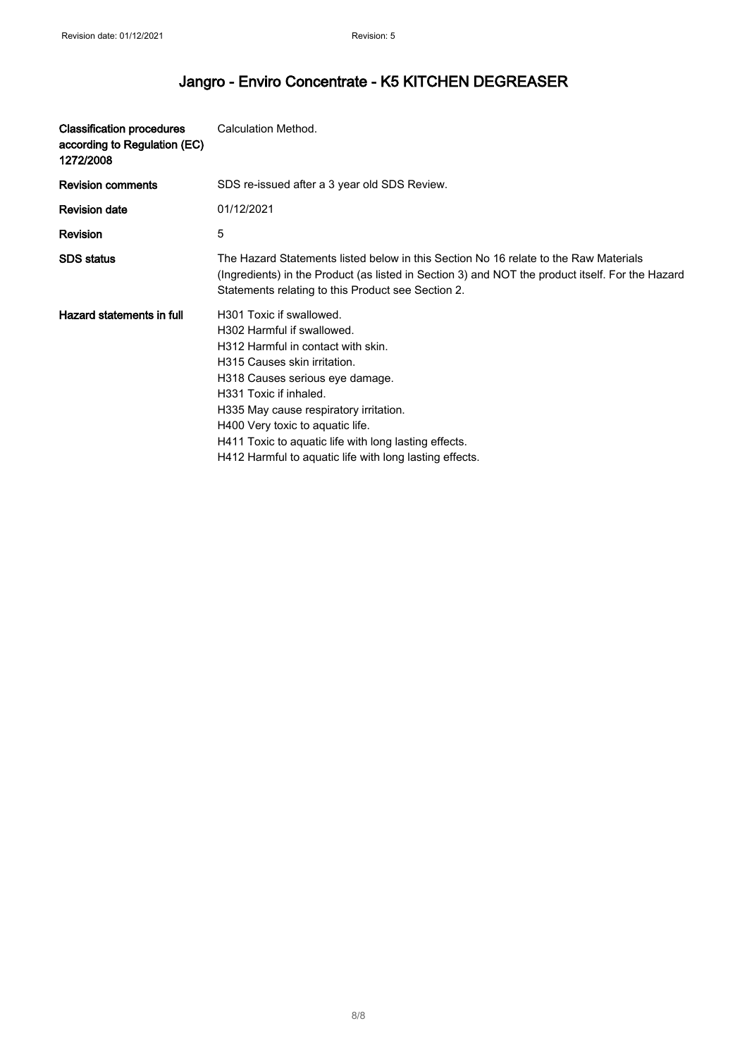| | |
|---|---|
| **Classification procedures according to Regulation (EC) 1272/2008** | Calculation Method. |
| **Revision comments** | SDS re-issued after a 3 year old SDS Review. |
| **Revision date** | 01/12/2021 |
| **Revision** | 5 |
| **SDS status** | The Hazard Statements listed below in this Section No 16 relate to the Raw Materials (Ingredients) in the Product (as listed in Section 3) and NOT the product itself. For the Hazard Statements relating to this Product see Section 2. |
| **Hazard statements in full** | H301 Toxic if swallowed.<br>H302 Harmful if swallowed.<br>H312 Harmful in contact with skin.<br>H315 Causes skin irritation.<br>H318 Causes serious eye damage.<br>H331 Toxic if inhaled.<br>H335 May cause respiratory irritation.<br>H400 Very toxic to aquatic life.<br>H411 Toxic to aquatic life with long lasting effects.<br>H412 Harmful to aquatic life with long lasting effects. |